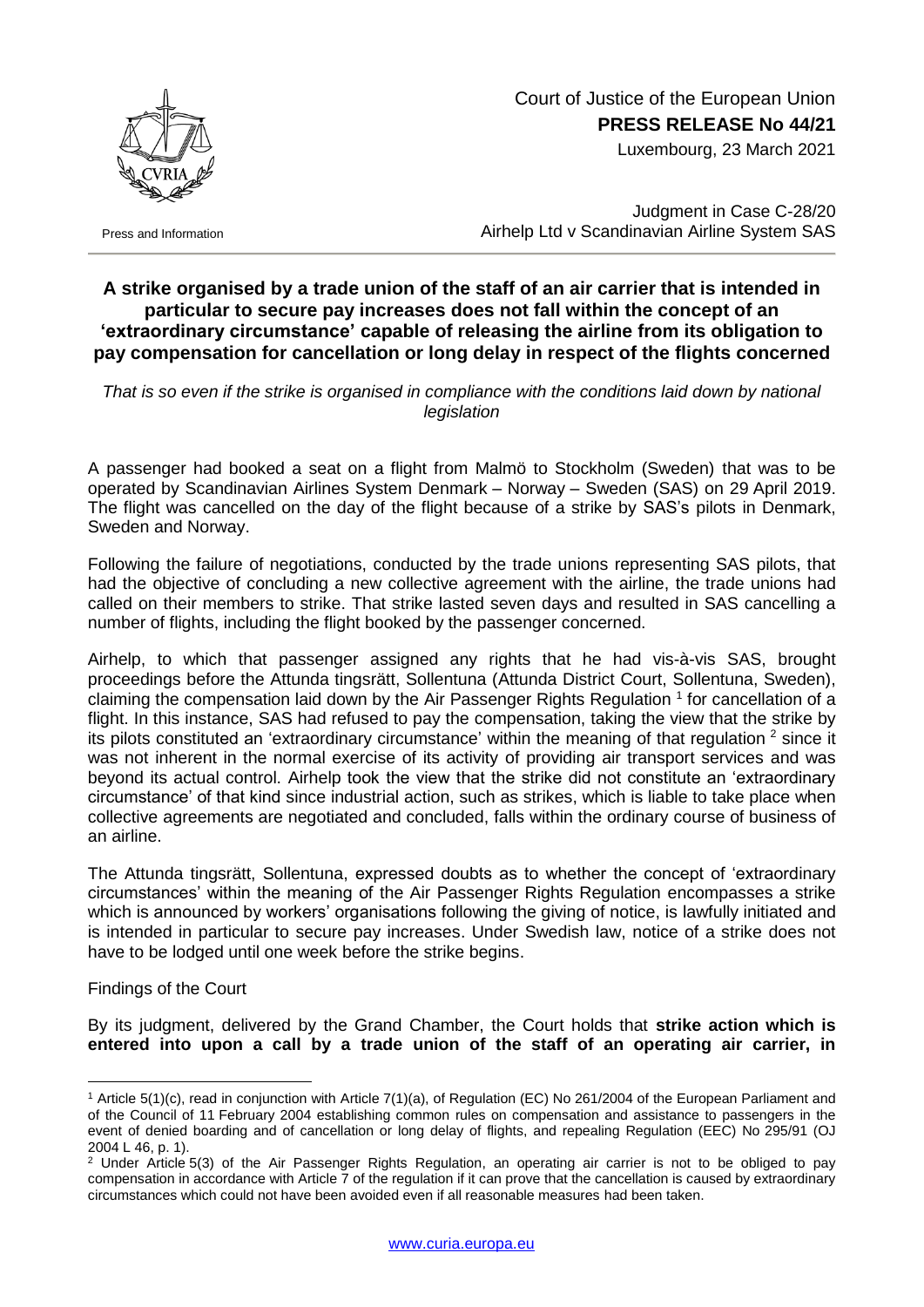Court of Justice of the European Union
**PRESS RELEASE No 44/21**
Luxembourg, 23 March 2021

Press and Information

Judgment in Case C-28/20
Airhelp Ltd v Scandinavian Airline System SAS

## A strike organised by a trade union of the staff of an air carrier that is intended in particular to secure pay increases does not fall within the concept of an 'extraordinary circumstance' capable of releasing the airline from its obligation to pay compensation for cancellation or long delay in respect of the flights concerned

*That is so even if the strike is organised in compliance with the conditions laid down by national legislation*

A passenger had booked a seat on a flight from Malmö to Stockholm (Sweden) that was to be operated by Scandinavian Airlines System Denmark – Norway – Sweden (SAS) on 29 April 2019. The flight was cancelled on the day of the flight because of a strike by SAS's pilots in Denmark, Sweden and Norway.

Following the failure of negotiations, conducted by the trade unions representing SAS pilots, that had the objective of concluding a new collective agreement with the airline, the trade unions had called on their members to strike. That strike lasted seven days and resulted in SAS cancelling a number of flights, including the flight booked by the passenger concerned.

Airhelp, to which that passenger assigned any rights that he had vis-à-vis SAS, brought proceedings before the Attunda tingsrätt, Sollentuna (Attunda District Court, Sollentuna, Sweden), claiming the compensation laid down by the Air Passenger Rights Regulation [1] for cancellation of a flight. In this instance, SAS had refused to pay the compensation, taking the view that the strike by its pilots constituted an 'extraordinary circumstance' within the meaning of that regulation [2] since it was not inherent in the normal exercise of its activity of providing air transport services and was beyond its actual control. Airhelp took the view that the strike did not constitute an 'extraordinary circumstance' of that kind since industrial action, such as strikes, which is liable to take place when collective agreements are negotiated and concluded, falls within the ordinary course of business of an airline.

The Attunda tingsrätt, Sollentuna, expressed doubts as to whether the concept of 'extraordinary circumstances' within the meaning of the Air Passenger Rights Regulation encompasses a strike which is announced by workers' organisations following the giving of notice, is lawfully initiated and is intended in particular to secure pay increases. Under Swedish law, notice of a strike does not have to be lodged until one week before the strike begins.

Findings of the Court

By its judgment, delivered by the Grand Chamber, the Court holds that **strike action which is entered into upon a call by a trade union of the staff of an operating air carrier, in**

[1] Article 5(1)(c), read in conjunction with Article 7(1)(a), of Regulation (EC) No 261/2004 of the European Parliament and of the Council of 11 February 2004 establishing common rules on compensation and assistance to passengers in the event of denied boarding and of cancellation or long delay of flights, and repealing Regulation (EEC) No 295/91 (OJ 2004 L 46, p. 1).

[2] Under Article 5(3) of the Air Passenger Rights Regulation, an operating air carrier is not to be obliged to pay compensation in accordance with Article 7 of the regulation if it can prove that the cancellation is caused by extraordinary circumstances which could not have been avoided even if all reasonable measures had been taken.

www.curia.europa.eu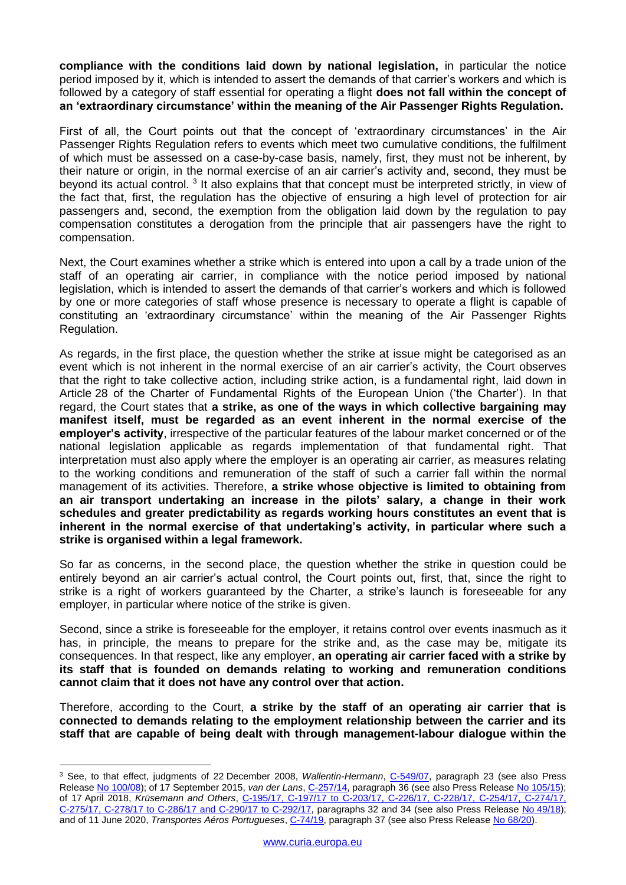**compliance with the conditions laid down by national legislation,** in particular the notice period imposed by it, which is intended to assert the demands of that carrier's workers and which is followed by a category of staff essential for operating a flight **does not fall within the concept of an 'extraordinary circumstance' within the meaning of the Air Passenger Rights Regulation.**

First of all, the Court points out that the concept of 'extraordinary circumstances' in the Air Passenger Rights Regulation refers to events which meet two cumulative conditions, the fulfilment of which must be assessed on a case-by-case basis, namely, first, they must not be inherent, by their nature or origin, in the normal exercise of an air carrier's activity and, second, they must be beyond its actual control. [3] It also explains that that concept must be interpreted strictly, in view of the fact that, first, the regulation has the objective of ensuring a high level of protection for air passengers and, second, the exemption from the obligation laid down by the regulation to pay compensation constitutes a derogation from the principle that air passengers have the right to compensation.

Next, the Court examines whether a strike which is entered into upon a call by a trade union of the staff of an operating air carrier, in compliance with the notice period imposed by national legislation, which is intended to assert the demands of that carrier's workers and which is followed by one or more categories of staff whose presence is necessary to operate a flight is capable of constituting an 'extraordinary circumstance' within the meaning of the Air Passenger Rights Regulation.

As regards, in the first place, the question whether the strike at issue might be categorised as an event which is not inherent in the normal exercise of an air carrier's activity, the Court observes that the right to take collective action, including strike action, is a fundamental right, laid down in Article 28 of the Charter of Fundamental Rights of the European Union ('the Charter'). In that regard, the Court states that **a strike, as one of the ways in which collective bargaining may manifest itself, must be regarded as an event inherent in the normal exercise of the employer's activity**, irrespective of the particular features of the labour market concerned or of the national legislation applicable as regards implementation of that fundamental right. That interpretation must also apply where the employer is an operating air carrier, as measures relating to the working conditions and remuneration of the staff of such a carrier fall within the normal management of its activities. Therefore, **a strike whose objective is limited to obtaining from an air transport undertaking an increase in the pilots' salary, a change in their work schedules and greater predictability as regards working hours constitutes an event that is inherent in the normal exercise of that undertaking's activity, in particular where such a strike is organised within a legal framework.**

So far as concerns, in the second place, the question whether the strike in question could be entirely beyond an air carrier's actual control, the Court points out, first, that, since the right to strike is a right of workers guaranteed by the Charter, a strike's launch is foreseeable for any employer, in particular where notice of the strike is given.

Second, since a strike is foreseeable for the employer, it retains control over events inasmuch as it has, in principle, the means to prepare for the strike and, as the case may be, mitigate its consequences. In that respect, like any employer, **an operating air carrier faced with a strike by its staff that is founded on demands relating to working and remuneration conditions cannot claim that it does not have any control over that action.**

Therefore, according to the Court, **a strike by the staff of an operating air carrier that is connected to demands relating to the employment relationship between the carrier and its staff that are capable of being dealt with through management-labour dialogue within the**

---

[3] See, to that effect, judgments of 22 December 2008, *Wallentin-Hermann*, C-549/07, paragraph 23 (see also Press Release No 100/08); of 17 September 2015, *van der Lans*, C-257/14, paragraph 36 (see also Press Release No 105/15); of 17 April 2018, *Krüsemann and Others*, C-195/17, C-197/17 to C-203/17, C-226/17, C-228/17, C-254/17, C-274/17, C-275/17, C-278/17 to C-286/17 and C-290/17 to C-292/17, paragraphs 32 and 34 (see also Press Release No 49/18); and of 11 June 2020, *Transportes Aéros Portugueses*, C-74/19, paragraph 37 (see also Press Release No 68/20).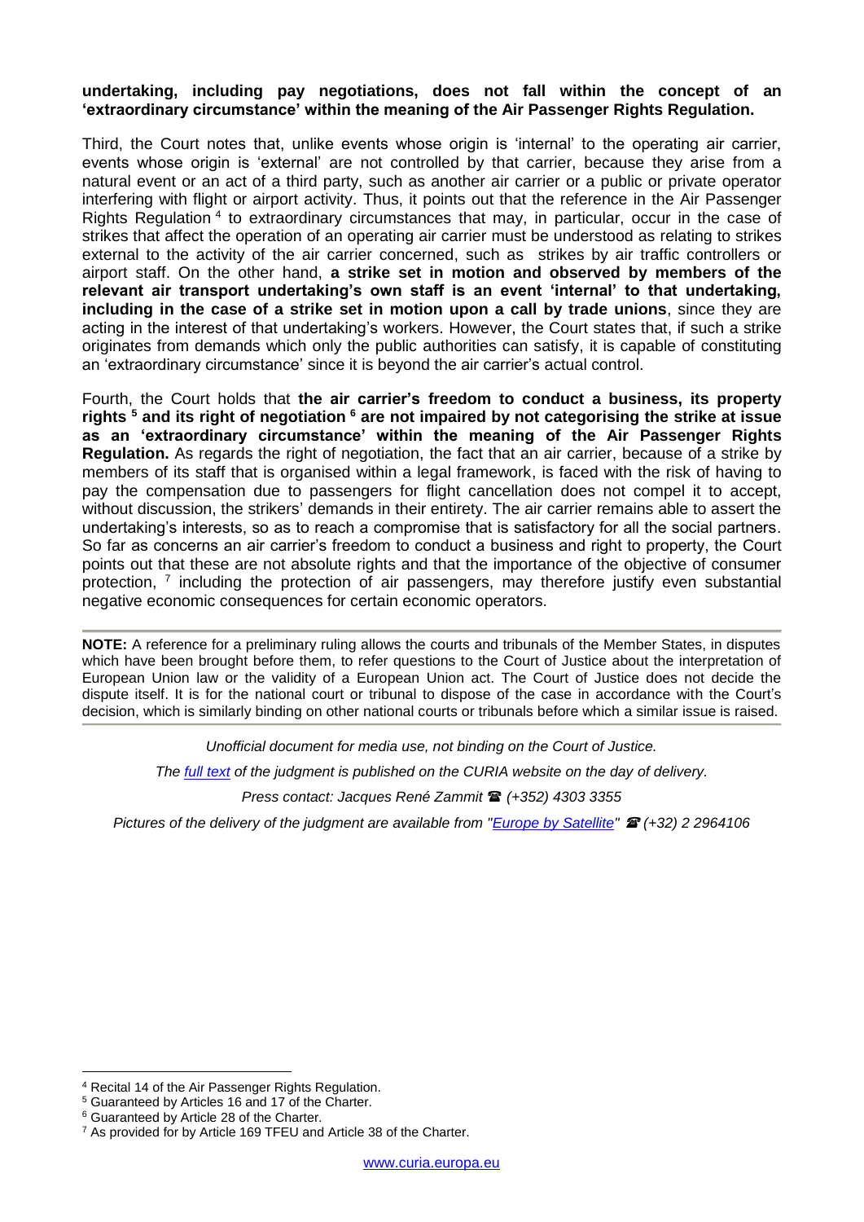**undertaking, including pay negotiations, does not fall within the concept of an 'extraordinary circumstance' within the meaning of the Air Passenger Rights Regulation.**

Third, the Court notes that, unlike events whose origin is 'internal' to the operating air carrier, events whose origin is 'external' are not controlled by that carrier, because they arise from a natural event or an act of a third party, such as another air carrier or a public or private operator interfering with flight or airport activity. Thus, it points out that the reference in the Air Passenger Rights Regulation [4] to extraordinary circumstances that may, in particular, occur in the case of strikes that affect the operation of an operating air carrier must be understood as relating to strikes external to the activity of the air carrier concerned, such as strikes by air traffic controllers or airport staff. On the other hand, **a strike set in motion and observed by members of the relevant air transport undertaking's own staff is an event 'internal' to that undertaking, including in the case of a strike set in motion upon a call by trade unions**, since they are acting in the interest of that undertaking's workers. However, the Court states that, if such a strike originates from demands which only the public authorities can satisfy, it is capable of constituting an 'extraordinary circumstance' since it is beyond the air carrier's actual control.

Fourth, the Court holds that **the air carrier's freedom to conduct a business, its property rights [5] and its right of negotiation [6] are not impaired by not categorising the strike at issue as an 'extraordinary circumstance' within the meaning of the Air Passenger Rights Regulation.** As regards the right of negotiation, the fact that an air carrier, because of a strike by members of its staff that is organised within a legal framework, is faced with the risk of having to pay the compensation due to passengers for flight cancellation does not compel it to accept, without discussion, the strikers' demands in their entirety. The air carrier remains able to assert the undertaking's interests, so as to reach a compromise that is satisfactory for all the social partners. So far as concerns an air carrier's freedom to conduct a business and right to property, the Court points out that these are not absolute rights and that the importance of the objective of consumer protection, [7] including the protection of air passengers, may therefore justify even substantial negative economic consequences for certain economic operators.

---

**NOTE:** A reference for a preliminary ruling allows the courts and tribunals of the Member States, in disputes which have been brought before them, to refer questions to the Court of Justice about the interpretation of European Union law or the validity of a European Union act. The Court of Justice does not decide the dispute itself. It is for the national court or tribunal to dispose of the case in accordance with the Court's decision, which is similarly binding on other national courts or tribunals before which a similar issue is raised.

---

*Unofficial document for media use, not binding on the Court of Justice.*

*The [full text](#) of the judgment is published on the CURIA website on the day of delivery.*

*Press contact: Jacques René Zammit ☎ (+352) 4303 3355*

*Pictures of the delivery of the judgment are available from "[Europe by Satellite](#)" ☎ (+32) 2 2964106*

[4] Recital 14 of the Air Passenger Rights Regulation.

[5] Guaranteed by Articles 16 and 17 of the Charter.

[6] Guaranteed by Article 28 of the Charter.

[7] As provided for by Article 169 TFEU and Article 38 of the Charter.